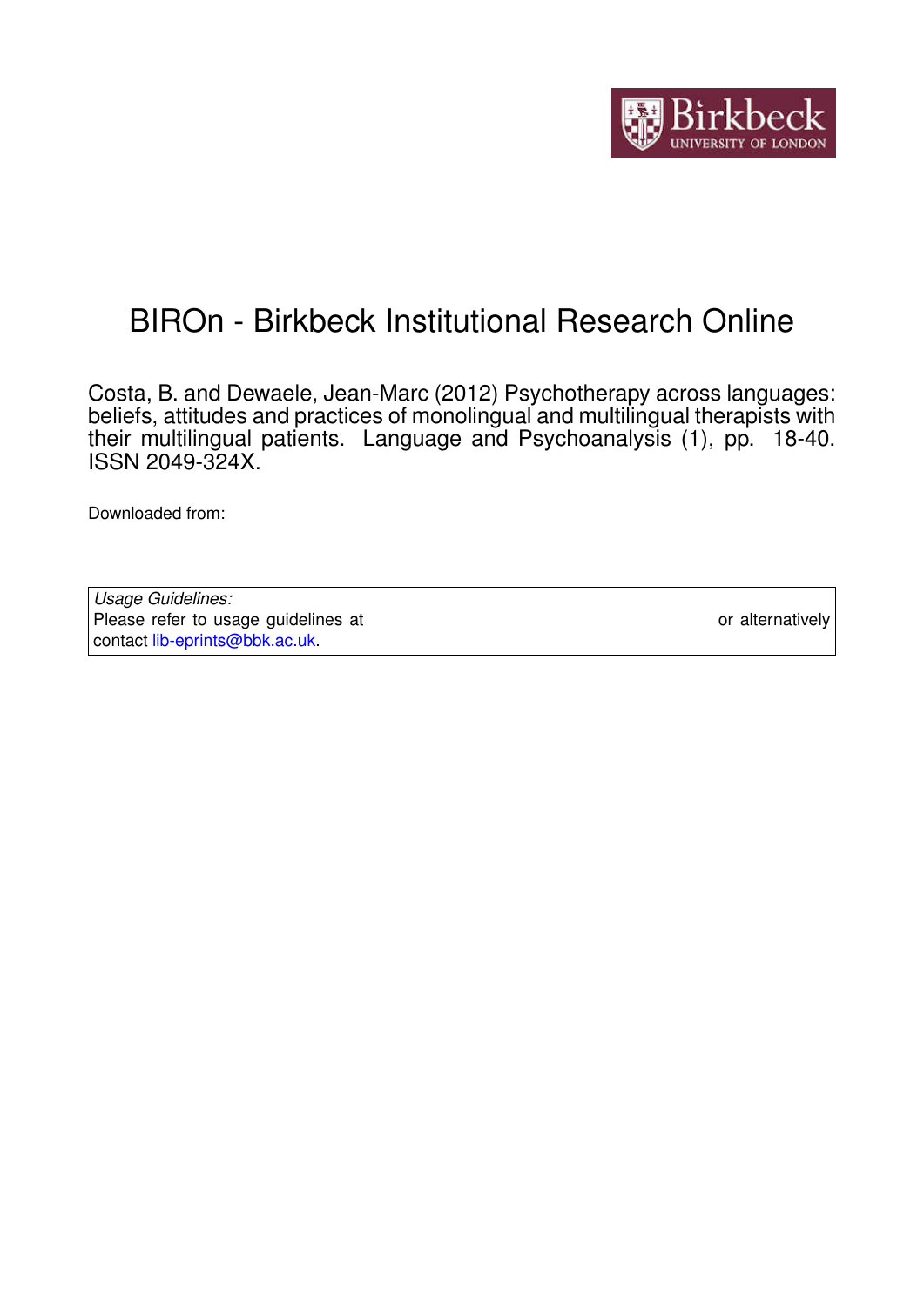# BIROn - Birkbeck Institutional Research Online

Costa, B. and Dewaele, Jean-Marc (2012) Psychotherapy across languages: beliefs, attitudes and practices of monolingual and multilingual therapists with their multilingual patients. Language and Psychoanalysis (1), pp. 18-40. ISSN 2049-324X.

Downloaded from:

| *Usage Guidelines:* |
| --- |
| Please refer to usage guidelines at or alternatively contact lib-eprints@bbk.ac.uk. |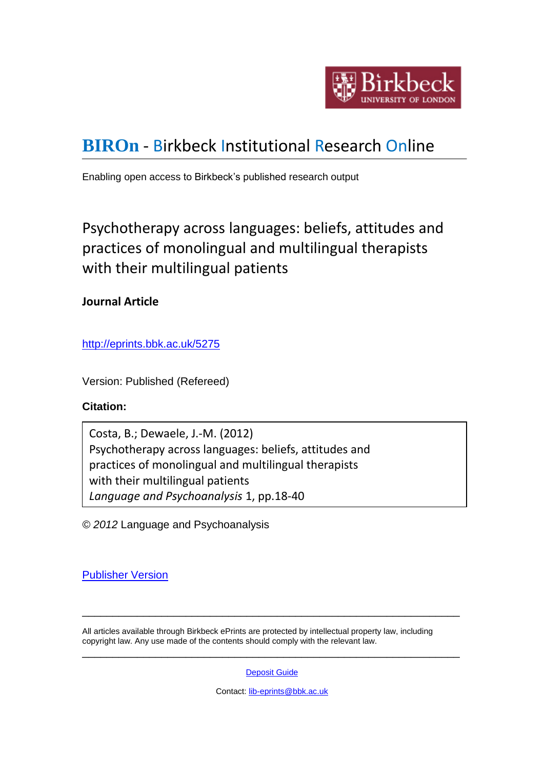Birkbeck UNIVERSITY OF LONDON

# BIROn - Birkbeck Institutional Research Online

Enabling open access to Birkbeck's published research output

## Psychotherapy across languages: beliefs, attitudes and practices of monolingual and multilingual therapists with their multilingual patients

**Journal Article**

http://eprints.bbk.ac.uk/5275

Version: Published (Refereed)

**Citation:**

Costa, B.; Dewaele, J.-M. (2012)
Psychotherapy across languages: beliefs, attitudes and practices of monolingual and multilingual therapists with their multilingual patients
*Language and Psychoanalysis* 1, pp.18-40

© *2012* Language and Psychoanalysis

Publisher Version

---

All articles available through Birkbeck ePrints are protected by intellectual property law, including copyright law. Any use made of the contents should comply with the relevant law.

---

Deposit Guide

Contact: lib-eprints@bbk.ac.uk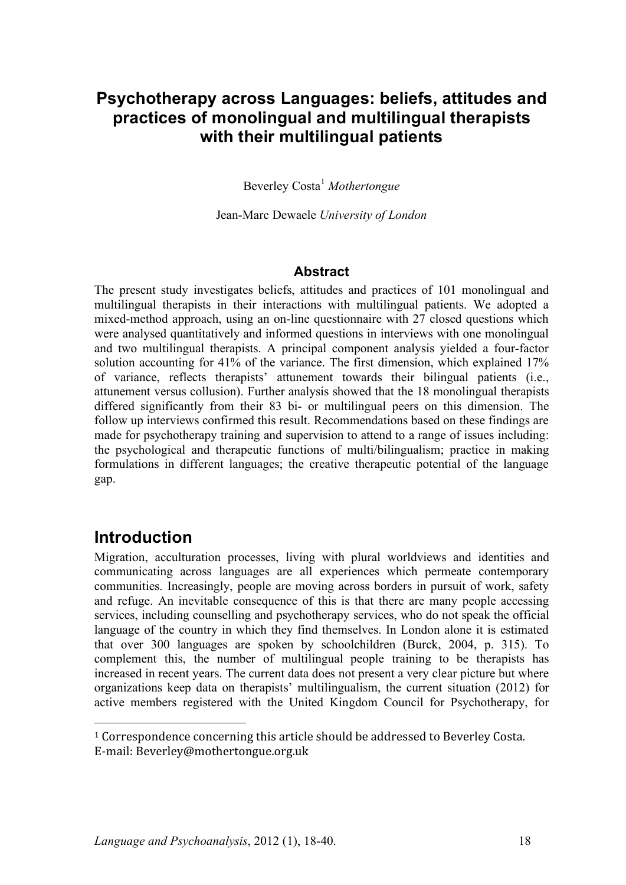# Psychotherapy across Languages: beliefs, attitudes and practices of monolingual and multilingual therapists with their multilingual patients

Beverley Costa[1] *Mothertongue*

Jean-Marc Dewaele *University of London*

## Abstract

The present study investigates beliefs, attitudes and practices of 101 monolingual and multilingual therapists in their interactions with multilingual patients. We adopted a mixed-method approach, using an on-line questionnaire with 27 closed questions which were analysed quantitatively and informed questions in interviews with one monolingual and two multilingual therapists. A principal component analysis yielded a four-factor solution accounting for 41% of the variance. The first dimension, which explained 17% of variance, reflects therapists' attunement towards their bilingual patients (i.e., attunement versus collusion). Further analysis showed that the 18 monolingual therapists differed significantly from their 83 bi- or multilingual peers on this dimension. The follow up interviews confirmed this result. Recommendations based on these findings are made for psychotherapy training and supervision to attend to a range of issues including: the psychological and therapeutic functions of multi/bilingualism; practice in making formulations in different languages; the creative therapeutic potential of the language gap.

## Introduction

Migration, acculturation processes, living with plural worldviews and identities and communicating across languages are all experiences which permeate contemporary communities. Increasingly, people are moving across borders in pursuit of work, safety and refuge. An inevitable consequence of this is that there are many people accessing services, including counselling and psychotherapy services, who do not speak the official language of the country in which they find themselves. In London alone it is estimated that over 300 languages are spoken by schoolchildren (Burck, 2004, p. 315). To complement this, the number of multilingual people training to be therapists has increased in recent years. The current data does not present a very clear picture but where organizations keep data on therapists' multilingualism, the current situation (2012) for active members registered with the United Kingdom Council for Psychotherapy, for

[1] Correspondence concerning this article should be addressed to Beverley Costa. E-mail: Beverley@mothertongue.org.uk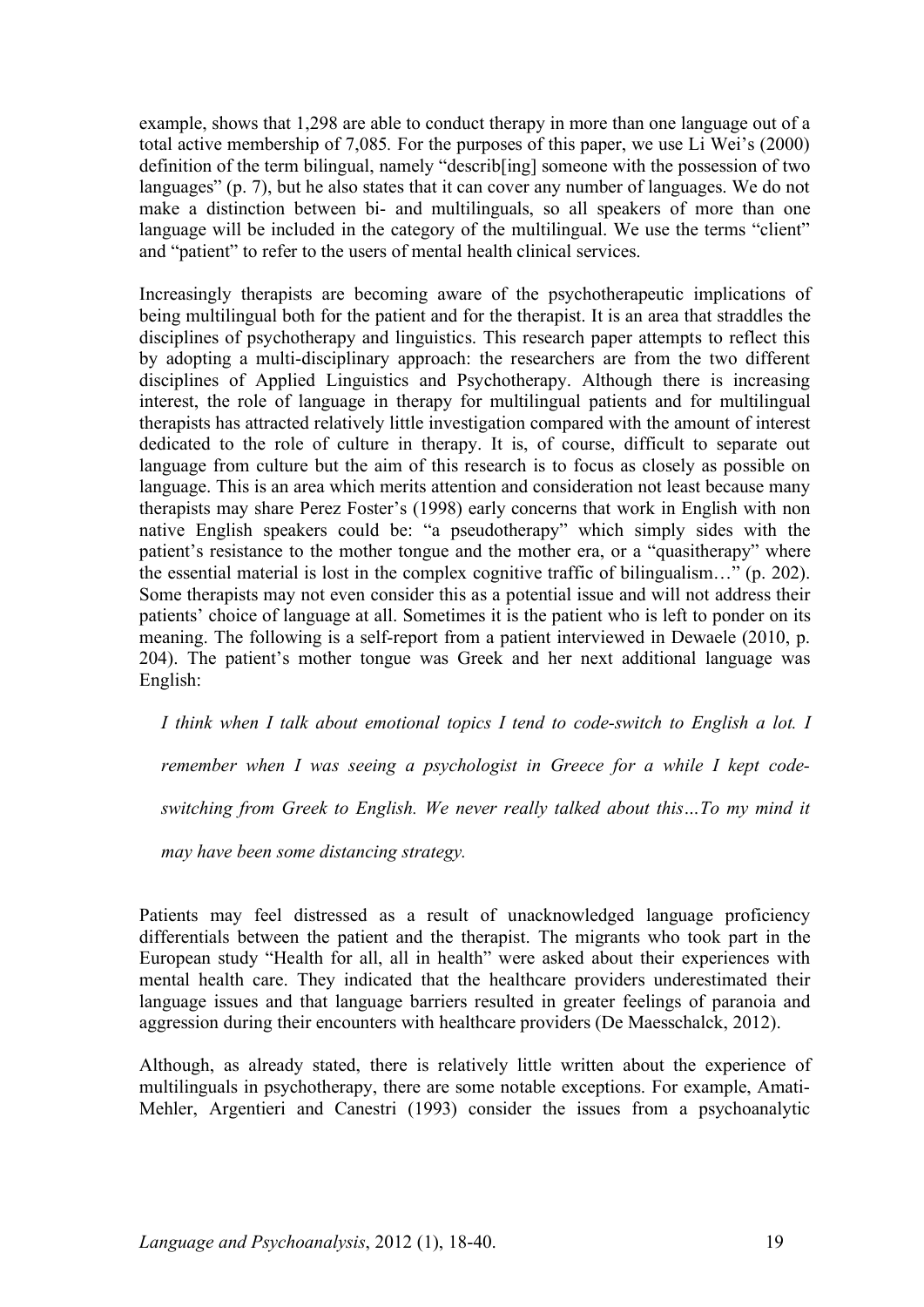example, shows that 1,298 are able to conduct therapy in more than one language out of a total active membership of 7,085. For the purposes of this paper, we use Li Wei's (2000) definition of the term bilingual, namely "describ[ing] someone with the possession of two languages" (p. 7), but he also states that it can cover any number of languages. We do not make a distinction between bi- and multilinguals, so all speakers of more than one language will be included in the category of the multilingual. We use the terms "client" and "patient" to refer to the users of mental health clinical services.

Increasingly therapists are becoming aware of the psychotherapeutic implications of being multilingual both for the patient and for the therapist. It is an area that straddles the disciplines of psychotherapy and linguistics. This research paper attempts to reflect this by adopting a multi-disciplinary approach: the researchers are from the two different disciplines of Applied Linguistics and Psychotherapy. Although there is increasing interest, the role of language in therapy for multilingual patients and for multilingual therapists has attracted relatively little investigation compared with the amount of interest dedicated to the role of culture in therapy. It is, of course, difficult to separate out language from culture but the aim of this research is to focus as closely as possible on language. This is an area which merits attention and consideration not least because many therapists may share Perez Foster's (1998) early concerns that work in English with non native English speakers could be: "a pseudotherapy" which simply sides with the patient's resistance to the mother tongue and the mother era, or a "quasitherapy" where the essential material is lost in the complex cognitive traffic of bilingualism…" (p. 202). Some therapists may not even consider this as a potential issue and will not address their patients' choice of language at all. Sometimes it is the patient who is left to ponder on its meaning. The following is a self-report from a patient interviewed in Dewaele (2010, p. 204). The patient's mother tongue was Greek and her next additional language was English:

> *I think when I talk about emotional topics I tend to code-switch to English a lot. I remember when I was seeing a psychologist in Greece for a while I kept code-switching from Greek to English. We never really talked about this…To my mind it may have been some distancing strategy.*

Patients may feel distressed as a result of unacknowledged language proficiency differentials between the patient and the therapist. The migrants who took part in the European study "Health for all, all in health" were asked about their experiences with mental health care. They indicated that the healthcare providers underestimated their language issues and that language barriers resulted in greater feelings of paranoia and aggression during their encounters with healthcare providers (De Maesschalck, 2012).

Although, as already stated, there is relatively little written about the experience of multilinguals in psychotherapy, there are some notable exceptions. For example, Amati-Mehler, Argentieri and Canestri (1993) consider the issues from a psychoanalytic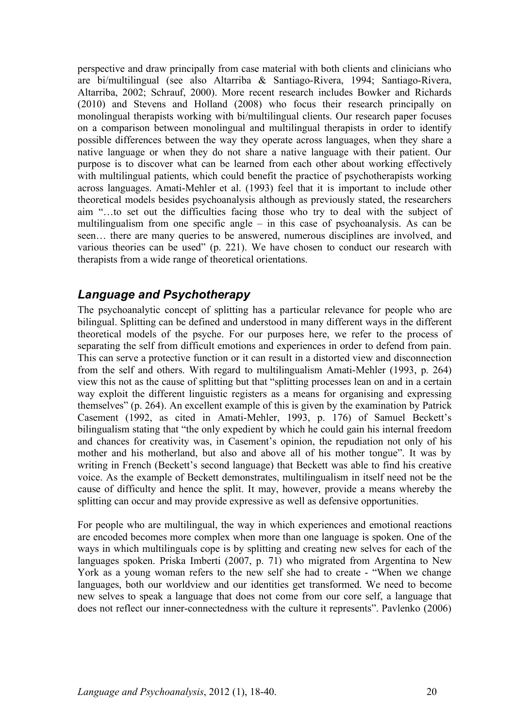perspective and draw principally from case material with both clients and clinicians who are bi/multilingual (see also Altarriba & Santiago-Rivera, 1994; Santiago-Rivera, Altarriba, 2002; Schrauf, 2000). More recent research includes Bowker and Richards (2010) and Stevens and Holland (2008) who focus their research principally on monolingual therapists working with bi/multilingual clients. Our research paper focuses on a comparison between monolingual and multilingual therapists in order to identify possible differences between the way they operate across languages, when they share a native language or when they do not share a native language with their patient. Our purpose is to discover what can be learned from each other about working effectively with multilingual patients, which could benefit the practice of psychotherapists working across languages. Amati-Mehler et al. (1993) feel that it is important to include other theoretical models besides psychoanalysis although as previously stated, the researchers aim "…to set out the difficulties facing those who try to deal with the subject of multilingualism from one specific angle – in this case of psychoanalysis. As can be seen… there are many queries to be answered, numerous disciplines are involved, and various theories can be used" (p. 221). We have chosen to conduct our research with therapists from a wide range of theoretical orientations.

## *Language and Psychotherapy*

The psychoanalytic concept of splitting has a particular relevance for people who are bilingual. Splitting can be defined and understood in many different ways in the different theoretical models of the psyche. For our purposes here, we refer to the process of separating the self from difficult emotions and experiences in order to defend from pain. This can serve a protective function or it can result in a distorted view and disconnection from the self and others. With regard to multilingualism Amati-Mehler (1993, p. 264) view this not as the cause of splitting but that "splitting processes lean on and in a certain way exploit the different linguistic registers as a means for organising and expressing themselves" (p. 264). An excellent example of this is given by the examination by Patrick Casement (1992, as cited in Amati-Mehler, 1993, p. 176) of Samuel Beckett's bilingualism stating that "the only expedient by which he could gain his internal freedom and chances for creativity was, in Casement's opinion, the repudiation not only of his mother and his motherland, but also and above all of his mother tongue". It was by writing in French (Beckett's second language) that Beckett was able to find his creative voice. As the example of Beckett demonstrates, multilingualism in itself need not be the cause of difficulty and hence the split. It may, however, provide a means whereby the splitting can occur and may provide expressive as well as defensive opportunities.

For people who are multilingual, the way in which experiences and emotional reactions are encoded becomes more complex when more than one language is spoken. One of the ways in which multilinguals cope is by splitting and creating new selves for each of the languages spoken. Priska Imberti (2007, p. 71) who migrated from Argentina to New York as a young woman refers to the new self she had to create - "When we change languages, both our worldview and our identities get transformed. We need to become new selves to speak a language that does not come from our core self, a language that does not reflect our inner-connectedness with the culture it represents". Pavlenko (2006)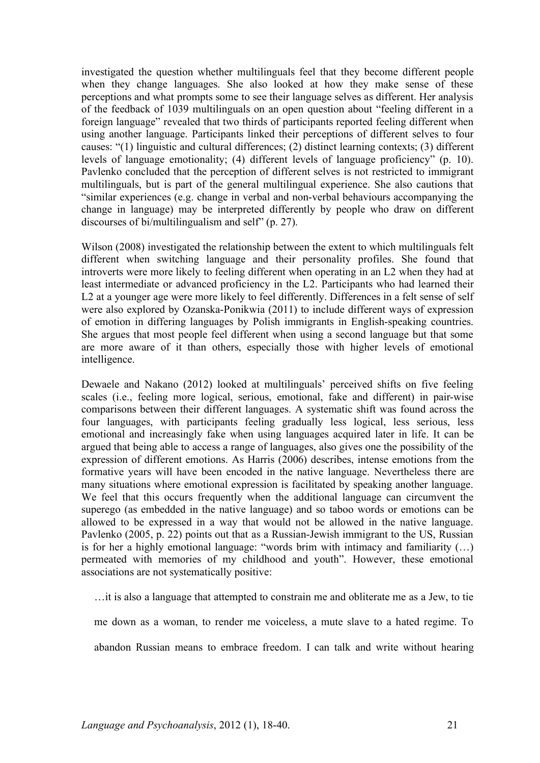investigated the question whether multilinguals feel that they become different people when they change languages. She also looked at how they make sense of these perceptions and what prompts some to see their language selves as different. Her analysis of the feedback of 1039 multilinguals on an open question about "feeling different in a foreign language" revealed that two thirds of participants reported feeling different when using another language. Participants linked their perceptions of different selves to four causes: "(1) linguistic and cultural differences; (2) distinct learning contexts; (3) different levels of language emotionality; (4) different levels of language proficiency" (p. 10). Pavlenko concluded that the perception of different selves is not restricted to immigrant multilinguals, but is part of the general multilingual experience. She also cautions that "similar experiences (e.g. change in verbal and non-verbal behaviours accompanying the change in language) may be interpreted differently by people who draw on different discourses of bi/multilingualism and self" (p. 27).

Wilson (2008) investigated the relationship between the extent to which multilinguals felt different when switching language and their personality profiles. She found that introverts were more likely to feeling different when operating in an L2 when they had at least intermediate or advanced proficiency in the L2. Participants who had learned their L2 at a younger age were more likely to feel differently. Differences in a felt sense of self were also explored by Ozanska-Ponikwia (2011) to include different ways of expression of emotion in differing languages by Polish immigrants in English-speaking countries. She argues that most people feel different when using a second language but that some are more aware of it than others, especially those with higher levels of emotional intelligence.

Dewaele and Nakano (2012) looked at multilinguals' perceived shifts on five feeling scales (i.e., feeling more logical, serious, emotional, fake and different) in pair-wise comparisons between their different languages. A systematic shift was found across the four languages, with participants feeling gradually less logical, less serious, less emotional and increasingly fake when using languages acquired later in life. It can be argued that being able to access a range of languages, also gives one the possibility of the expression of different emotions. As Harris (2006) describes, intense emotions from the formative years will have been encoded in the native language. Nevertheless there are many situations where emotional expression is facilitated by speaking another language. We feel that this occurs frequently when the additional language can circumvent the superego (as embedded in the native language) and so taboo words or emotions can be allowed to be expressed in a way that would not be allowed in the native language. Pavlenko (2005, p. 22) points out that as a Russian-Jewish immigrant to the US, Russian is for her a highly emotional language: "words brim with intimacy and familiarity (…) permeated with memories of my childhood and youth". However, these emotional associations are not systematically positive:

> …it is also a language that attempted to constrain me and obliterate me as a Jew, to tie me down as a woman, to render me voiceless, a mute slave to a hated regime. To abandon Russian means to embrace freedom. I can talk and write without hearing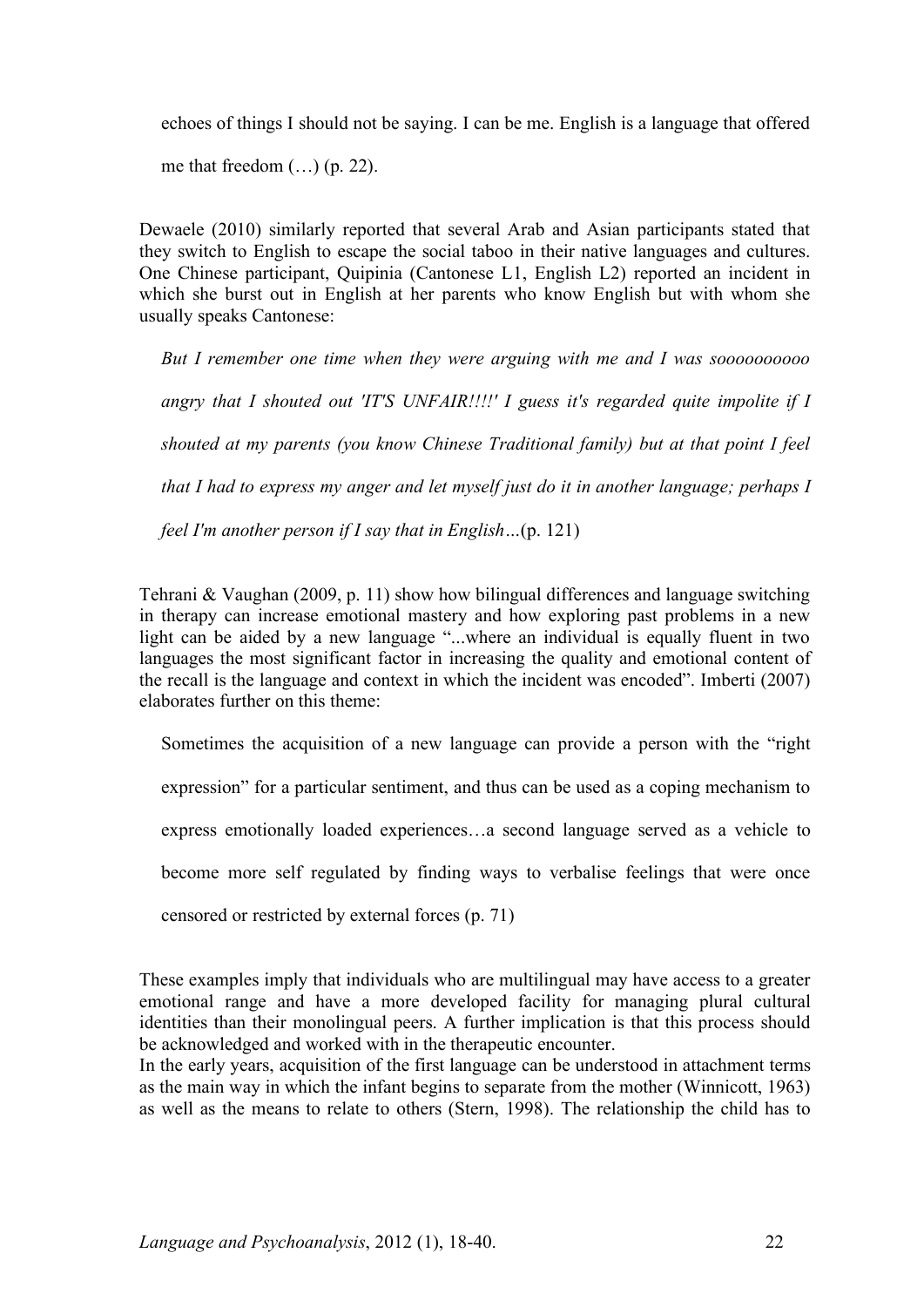echoes of things I should not be saying. I can be me. English is a language that offered me that freedom (…) (p. 22).

Dewaele (2010) similarly reported that several Arab and Asian participants stated that they switch to English to escape the social taboo in their native languages and cultures. One Chinese participant, Quipinia (Cantonese L1, English L2) reported an incident in which she burst out in English at her parents who know English but with whom she usually speaks Cantonese:

> *But I remember one time when they were arguing with me and I was sooooooooooo angry that I shouted out 'IT'S UNFAIR!!!!' I guess it's regarded quite impolite if I shouted at my parents (you know Chinese Traditional family) but at that point I feel that I had to express my anger and let myself just do it in another language; perhaps I feel I'm another person if I say that in English…*(p. 121)

Tehrani & Vaughan (2009, p. 11) show how bilingual differences and language switching in therapy can increase emotional mastery and how exploring past problems in a new light can be aided by a new language "...where an individual is equally fluent in two languages the most significant factor in increasing the quality and emotional content of the recall is the language and context in which the incident was encoded". Imberti (2007) elaborates further on this theme:

> Sometimes the acquisition of a new language can provide a person with the "right expression" for a particular sentiment, and thus can be used as a coping mechanism to express emotionally loaded experiences…a second language served as a vehicle to become more self regulated by finding ways to verbalise feelings that were once censored or restricted by external forces (p. 71)

These examples imply that individuals who are multilingual may have access to a greater emotional range and have a more developed facility for managing plural cultural identities than their monolingual peers. A further implication is that this process should be acknowledged and worked with in the therapeutic encounter.

In the early years, acquisition of the first language can be understood in attachment terms as the main way in which the infant begins to separate from the mother (Winnicott, 1963) as well as the means to relate to others (Stern, 1998). The relationship the child has to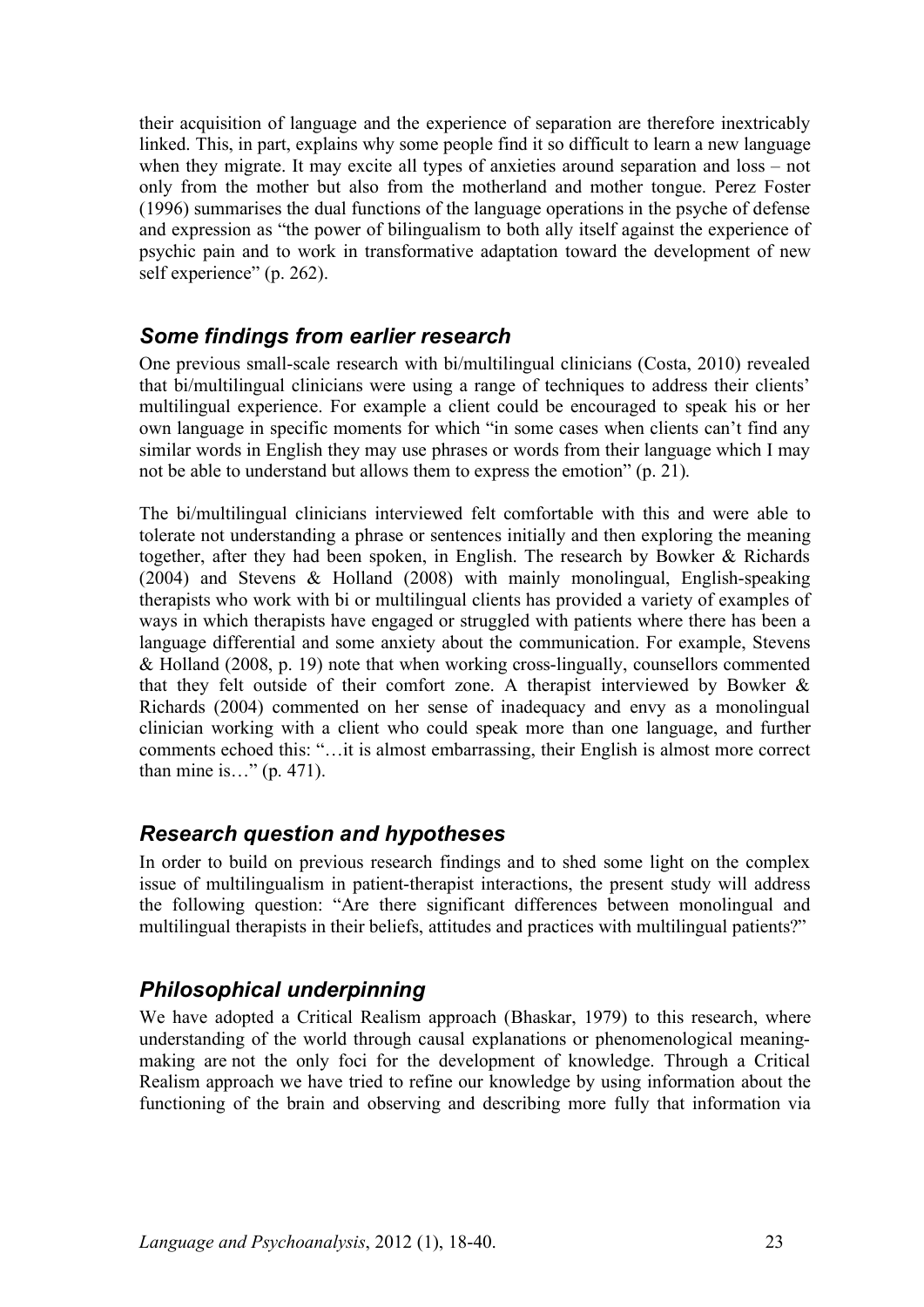their acquisition of language and the experience of separation are therefore inextricably linked. This, in part, explains why some people find it so difficult to learn a new language when they migrate. It may excite all types of anxieties around separation and loss – not only from the mother but also from the motherland and mother tongue. Perez Foster (1996) summarises the dual functions of the language operations in the psyche of defense and expression as "the power of bilingualism to both ally itself against the experience of psychic pain and to work in transformative adaptation toward the development of new self experience" (p. 262).

## *Some findings from earlier research*

One previous small-scale research with bi/multilingual clinicians (Costa, 2010) revealed that bi/multilingual clinicians were using a range of techniques to address their clients' multilingual experience. For example a client could be encouraged to speak his or her own language in specific moments for which "in some cases when clients can't find any similar words in English they may use phrases or words from their language which I may not be able to understand but allows them to express the emotion" (p. 21).

The bi/multilingual clinicians interviewed felt comfortable with this and were able to tolerate not understanding a phrase or sentences initially and then exploring the meaning together, after they had been spoken, in English. The research by Bowker & Richards (2004) and Stevens & Holland (2008) with mainly monolingual, English-speaking therapists who work with bi or multilingual clients has provided a variety of examples of ways in which therapists have engaged or struggled with patients where there has been a language differential and some anxiety about the communication. For example, Stevens & Holland (2008, p. 19) note that when working cross-lingually, counsellors commented that they felt outside of their comfort zone. A therapist interviewed by Bowker & Richards (2004) commented on her sense of inadequacy and envy as a monolingual clinician working with a client who could speak more than one language, and further comments echoed this: "…it is almost embarrassing, their English is almost more correct than mine is…" (p. 471).

## *Research question and hypotheses*

In order to build on previous research findings and to shed some light on the complex issue of multilingualism in patient-therapist interactions, the present study will address the following question: "Are there significant differences between monolingual and multilingual therapists in their beliefs, attitudes and practices with multilingual patients?"

## *Philosophical underpinning*

We have adopted a Critical Realism approach (Bhaskar, 1979) to this research, where understanding of the world through causal explanations or phenomenological meaning-making are not the only foci for the development of knowledge. Through a Critical Realism approach we have tried to refine our knowledge by using information about the functioning of the brain and observing and describing more fully that information via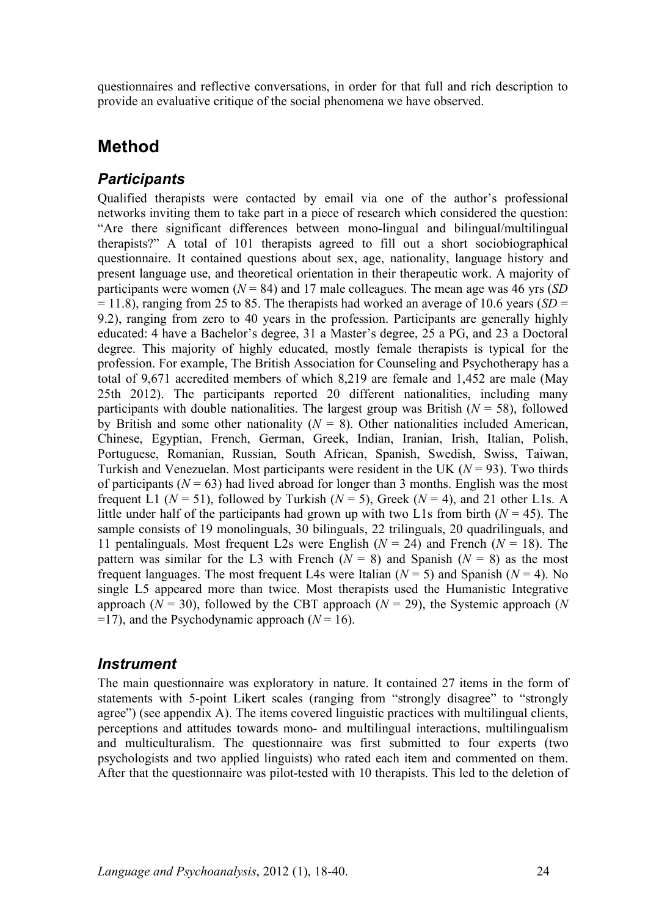questionnaires and reflective conversations, in order for that full and rich description to provide an evaluative critique of the social phenomena we have observed.

# Method

## *Participants*

Qualified therapists were contacted by email via one of the author's professional networks inviting them to take part in a piece of research which considered the question: "Are there significant differences between mono-lingual and bilingual/multilingual therapists?" A total of 101 therapists agreed to fill out a short sociobiographical questionnaire. It contained questions about sex, age, nationality, language history and present language use, and theoretical orientation in their therapeutic work. A majority of participants were women ($N = 84$) and 17 male colleagues. The mean age was 46 yrs ($SD = 11.8$), ranging from 25 to 85. The therapists had worked an average of 10.6 years ($SD = 9.2$), ranging from zero to 40 years in the profession. Participants are generally highly educated: 4 have a Bachelor's degree, 31 a Master's degree, 25 a PG, and 23 a Doctoral degree. This majority of highly educated, mostly female therapists is typical for the profession. For example, The British Association for Counseling and Psychotherapy has a total of 9,671 accredited members of which 8,219 are female and 1,452 are male (May 25th 2012). The participants reported 20 different nationalities, including many participants with double nationalities. The largest group was British ($N = 58$), followed by British and some other nationality ($N = 8$). Other nationalities included American, Chinese, Egyptian, French, German, Greek, Indian, Iranian, Irish, Italian, Polish, Portuguese, Romanian, Russian, South African, Spanish, Swedish, Swiss, Taiwan, Turkish and Venezuelan. Most participants were resident in the UK ($N = 93$). Two thirds of participants ($N = 63$) had lived abroad for longer than 3 months. English was the most frequent L1 ($N = 51$), followed by Turkish ($N = 5$), Greek ($N = 4$), and 21 other L1s. A little under half of the participants had grown up with two L1s from birth ($N = 45$). The sample consists of 19 monolinguals, 30 bilinguals, 22 trilinguals, 20 quadrilinguals, and 11 pentalinguals. Most frequent L2s were English ($N = 24$) and French ($N = 18$). The pattern was similar for the L3 with French ($N = 8$) and Spanish ($N = 8$) as the most frequent languages. The most frequent L4s were Italian ($N = 5$) and Spanish ($N = 4$). No single L5 appeared more than twice. Most therapists used the Humanistic Integrative approach ($N = 30$), followed by the CBT approach ($N = 29$), the Systemic approach ($N = 17$), and the Psychodynamic approach ($N = 16$).

## *Instrument*

The main questionnaire was exploratory in nature. It contained 27 items in the form of statements with 5-point Likert scales (ranging from "strongly disagree" to "strongly agree") (see appendix A). The items covered linguistic practices with multilingual clients, perceptions and attitudes towards mono- and multilingual interactions, multilingualism and multiculturalism. The questionnaire was first submitted to four experts (two psychologists and two applied linguists) who rated each item and commented on them. After that the questionnaire was pilot-tested with 10 therapists. This led to the deletion of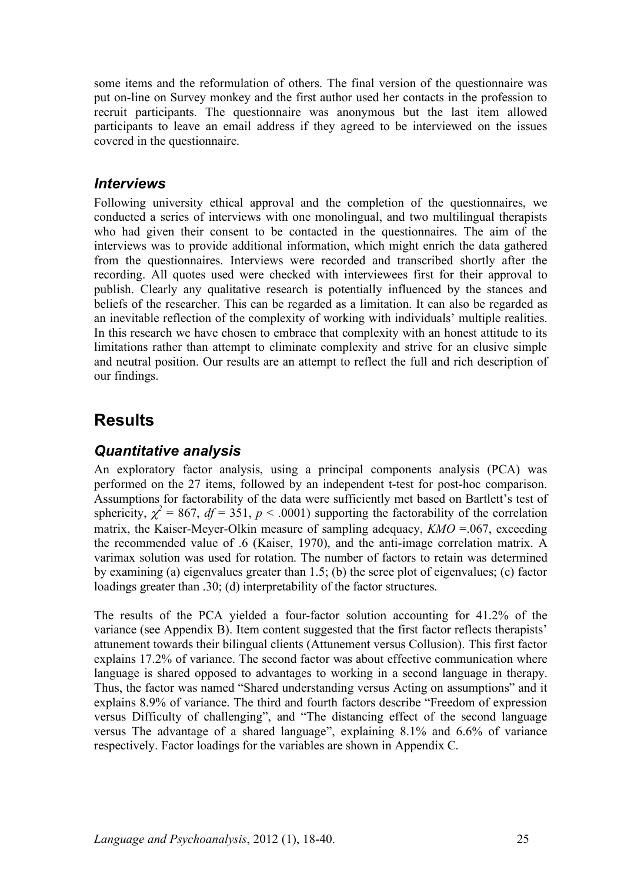some items and the reformulation of others. The final version of the questionnaire was put on-line on Survey monkey and the first author used her contacts in the profession to recruit participants. The questionnaire was anonymous but the last item allowed participants to leave an email address if they agreed to be interviewed on the issues covered in the questionnaire.

### *Interviews*

Following university ethical approval and the completion of the questionnaires, we conducted a series of interviews with one monolingual, and two multilingual therapists who had given their consent to be contacted in the questionnaires. The aim of the interviews was to provide additional information, which might enrich the data gathered from the questionnaires. Interviews were recorded and transcribed shortly after the recording. All quotes used were checked with interviewees first for their approval to publish. Clearly any qualitative research is potentially influenced by the stances and beliefs of the researcher. This can be regarded as a limitation. It can also be regarded as an inevitable reflection of the complexity of working with individuals' multiple realities. In this research we have chosen to embrace that complexity with an honest attitude to its limitations rather than attempt to eliminate complexity and strive for an elusive simple and neutral position. Our results are an attempt to reflect the full and rich description of our findings.

## Results

### *Quantitative analysis*

An exploratory factor analysis, using a principal components analysis (PCA) was performed on the 27 items, followed by an independent t-test for post-hoc comparison. Assumptions for factorability of the data were sufficiently met based on Bartlett's test of sphericity, $\chi^2 = 867$, $df = 351$, $p < .0001$) supporting the factorability of the correlation matrix, the Kaiser-Meyer-Olkin measure of sampling adequacy, $KMO = .067$, exceeding the recommended value of .6 (Kaiser, 1970), and the anti-image correlation matrix. A varimax solution was used for rotation. The number of factors to retain was determined by examining (a) eigenvalues greater than 1.5; (b) the scree plot of eigenvalues; (c) factor loadings greater than .30; (d) interpretability of the factor structures.

The results of the PCA yielded a four-factor solution accounting for 41.2% of the variance (see Appendix B). Item content suggested that the first factor reflects therapists' attunement towards their bilingual clients (Attunement versus Collusion). This first factor explains 17.2% of variance. The second factor was about effective communication where language is shared opposed to advantages to working in a second language in therapy. Thus, the factor was named "Shared understanding versus Acting on assumptions" and it explains 8.9% of variance. The third and fourth factors describe "Freedom of expression versus Difficulty of challenging", and "The distancing effect of the second language versus The advantage of a shared language", explaining 8.1% and 6.6% of variance respectively. Factor loadings for the variables are shown in Appendix C.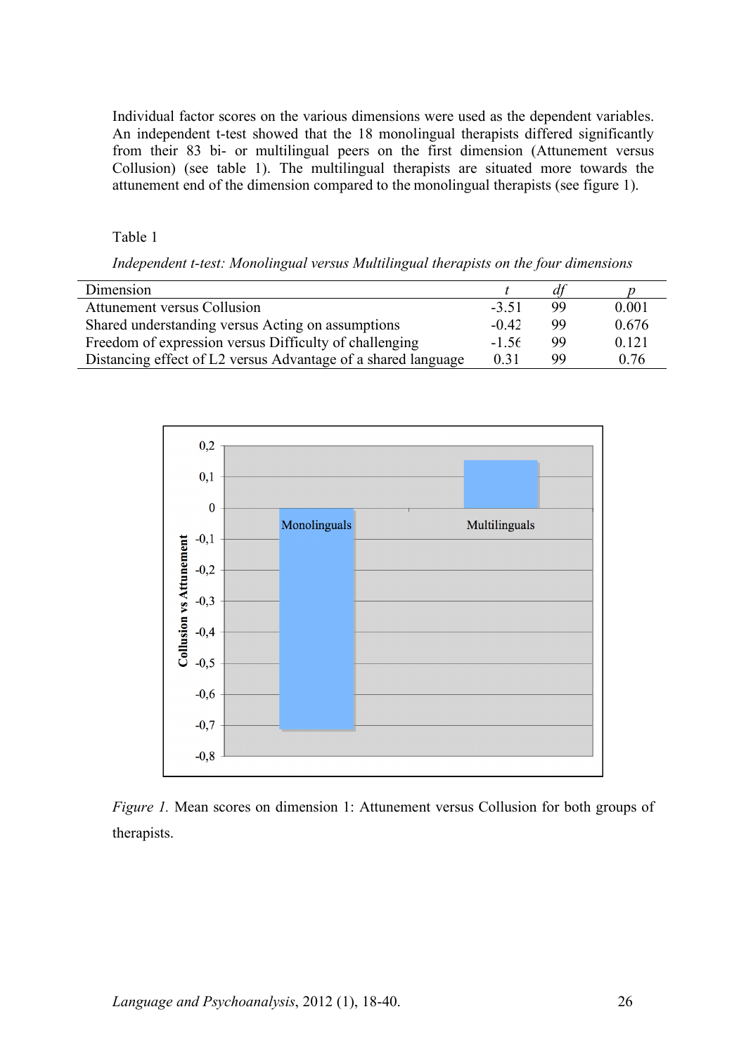Individual factor scores on the various dimensions were used as the dependent variables. An independent t-test showed that the 18 monolingual therapists differed significantly from their 83 bi- or multilingual peers on the first dimension (Attunement versus Collusion) (see table 1). The multilingual therapists are situated more towards the attunement end of the dimension compared to the monolingual therapists (see figure 1).

Table 1

*Independent t-test: Monolingual versus Multilingual therapists on the four dimensions*

| Dimension | *t* | *df* | *p* |
|---|---|---|---|
| Attunement versus Collusion | -3.51 | 99 | 0.001 |
| Shared understanding versus Acting on assumptions | -0.42 | 99 | 0.676 |
| Freedom of expression versus Difficulty of challenging | -1.56 | 99 | 0.121 |
| Distancing effect of L2 versus Advantage of a shared language | 0.31 | 99 | 0.76 |

*Figure 1.* Mean scores on dimension 1: Attunement versus Collusion for both groups of therapists.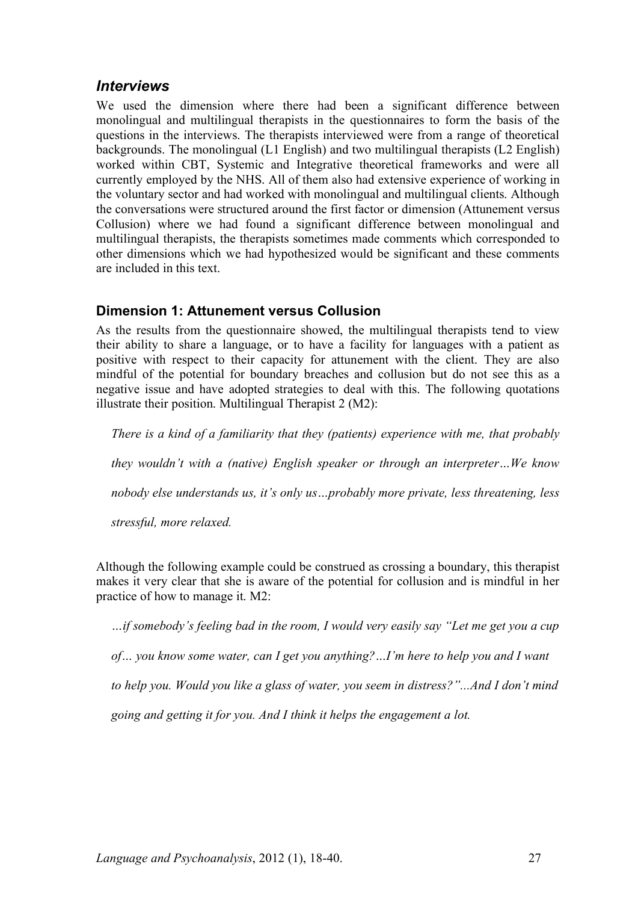## *Interviews*

We used the dimension where there had been a significant difference between monolingual and multilingual therapists in the questionnaires to form the basis of the questions in the interviews. The therapists interviewed were from a range of theoretical backgrounds. The monolingual (L1 English) and two multilingual therapists (L2 English) worked within CBT, Systemic and Integrative theoretical frameworks and were all currently employed by the NHS. All of them also had extensive experience of working in the voluntary sector and had worked with monolingual and multilingual clients. Although the conversations were structured around the first factor or dimension (Attunement versus Collusion) where we had found a significant difference between monolingual and multilingual therapists, the therapists sometimes made comments which corresponded to other dimensions which we had hypothesized would be significant and these comments are included in this text.

### Dimension 1: Attunement versus Collusion

As the results from the questionnaire showed, the multilingual therapists tend to view their ability to share a language, or to have a facility for languages with a patient as positive with respect to their capacity for attunement with the client. They are also mindful of the potential for boundary breaches and collusion but do not see this as a negative issue and have adopted strategies to deal with this. The following quotations illustrate their position. Multilingual Therapist 2 (M2):

> *There is a kind of a familiarity that they (patients) experience with me, that probably they wouldn't with a (native) English speaker or through an interpreter…We know nobody else understands us, it's only us…probably more private, less threatening, less stressful, more relaxed.*

Although the following example could be construed as crossing a boundary, this therapist makes it very clear that she is aware of the potential for collusion and is mindful in her practice of how to manage it. M2:

> *…if somebody's feeling bad in the room, I would very easily say "Let me get you a cup of… you know some water, can I get you anything?…I'm here to help you and I want to help you. Would you like a glass of water, you seem in distress?"...And I don't mind going and getting it for you. And I think it helps the engagement a lot.*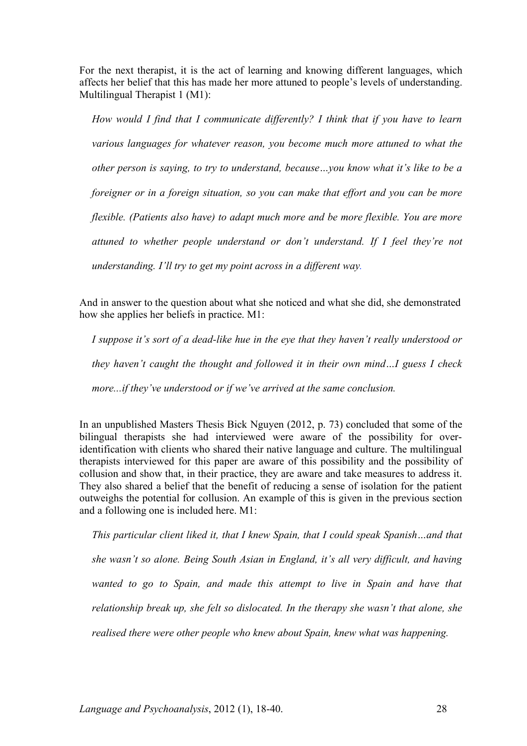For the next therapist, it is the act of learning and knowing different languages, which affects her belief that this has made her more attuned to people's levels of understanding. Multilingual Therapist 1 (M1):

> *How would I find that I communicate differently? I think that if you have to learn various languages for whatever reason, you become much more attuned to what the other person is saying, to try to understand, because…you know what it's like to be a foreigner or in a foreign situation, so you can make that effort and you can be more flexible. (Patients also have) to adapt much more and be more flexible. You are more attuned to whether people understand or don't understand. If I feel they're not understanding. I'll try to get my point across in a different way.*

And in answer to the question about what she noticed and what she did, she demonstrated how she applies her beliefs in practice. M1:

> *I suppose it's sort of a dead-like hue in the eye that they haven't really understood or they haven't caught the thought and followed it in their own mind…I guess I check more...if they've understood or if we've arrived at the same conclusion.*

In an unpublished Masters Thesis Bick Nguyen (2012, p. 73) concluded that some of the bilingual therapists she had interviewed were aware of the possibility for over-identification with clients who shared their native language and culture. The multilingual therapists interviewed for this paper are aware of this possibility and the possibility of collusion and show that, in their practice, they are aware and take measures to address it. They also shared a belief that the benefit of reducing a sense of isolation for the patient outweighs the potential for collusion. An example of this is given in the previous section and a following one is included here. M1:

> *This particular client liked it, that I knew Spain, that I could speak Spanish…and that she wasn't so alone. Being South Asian in England, it's all very difficult, and having wanted to go to Spain, and made this attempt to live in Spain and have that relationship break up, she felt so dislocated. In the therapy she wasn't that alone, she realised there were other people who knew about Spain, knew what was happening.*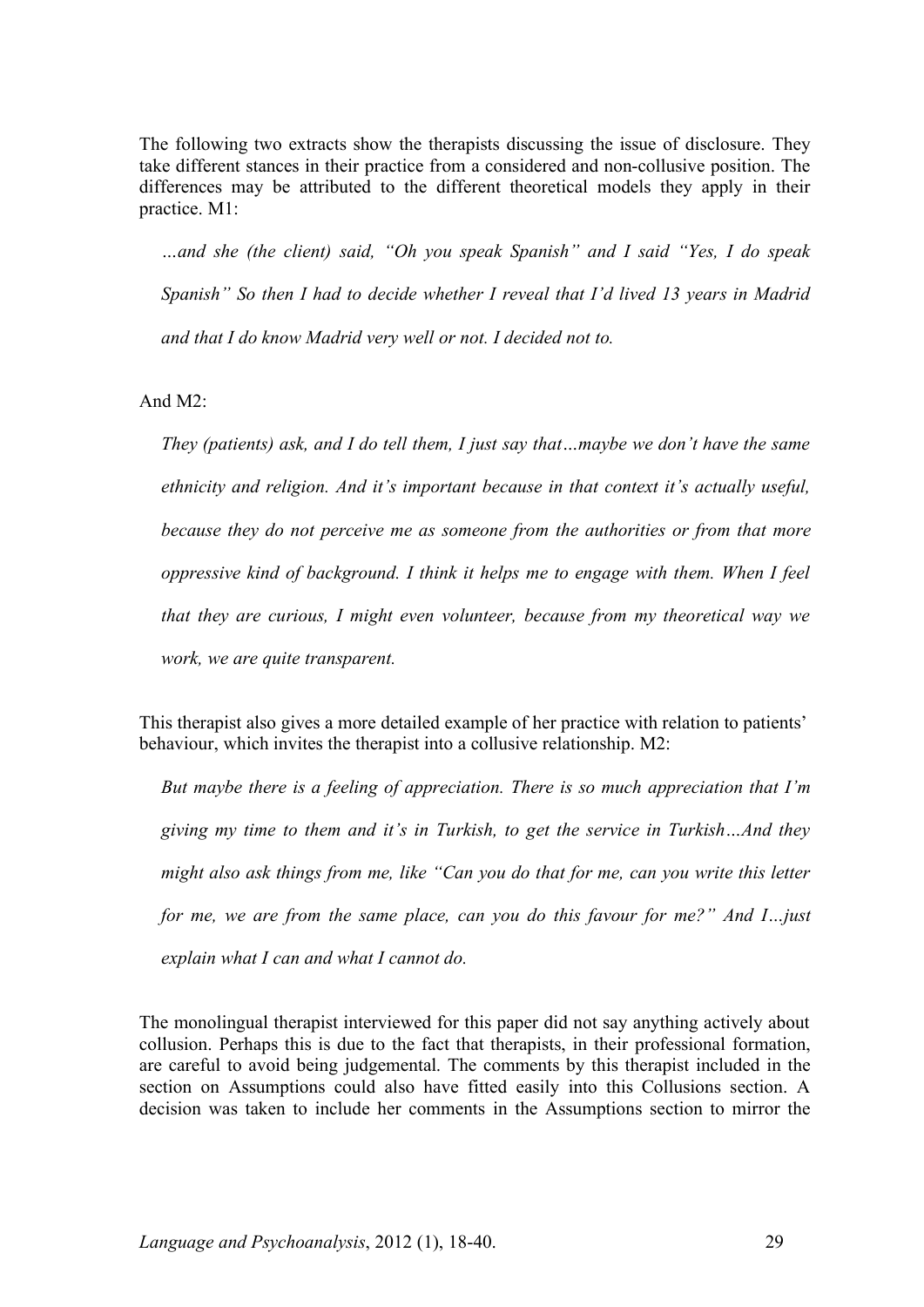The following two extracts show the therapists discussing the issue of disclosure. They take different stances in their practice from a considered and non-collusive position. The differences may be attributed to the different theoretical models they apply in their practice. M1:

> *…and she (the client) said, "Oh you speak Spanish" and I said "Yes, I do speak Spanish" So then I had to decide whether I reveal that I'd lived 13 years in Madrid and that I do know Madrid very well or not. I decided not to.*

And M2:

> *They (patients) ask, and I do tell them, I just say that…maybe we don't have the same ethnicity and religion. And it's important because in that context it's actually useful, because they do not perceive me as someone from the authorities or from that more oppressive kind of background. I think it helps me to engage with them. When I feel that they are curious, I might even volunteer, because from my theoretical way we work, we are quite transparent.*

This therapist also gives a more detailed example of her practice with relation to patients' behaviour, which invites the therapist into a collusive relationship. M2:

> *But maybe there is a feeling of appreciation. There is so much appreciation that I'm giving my time to them and it's in Turkish, to get the service in Turkish…And they might also ask things from me, like "Can you do that for me, can you write this letter for me, we are from the same place, can you do this favour for me?" And I…just explain what I can and what I cannot do.*

The monolingual therapist interviewed for this paper did not say anything actively about collusion. Perhaps this is due to the fact that therapists, in their professional formation, are careful to avoid being judgemental. The comments by this therapist included in the section on Assumptions could also have fitted easily into this Collusions section. A decision was taken to include her comments in the Assumptions section to mirror the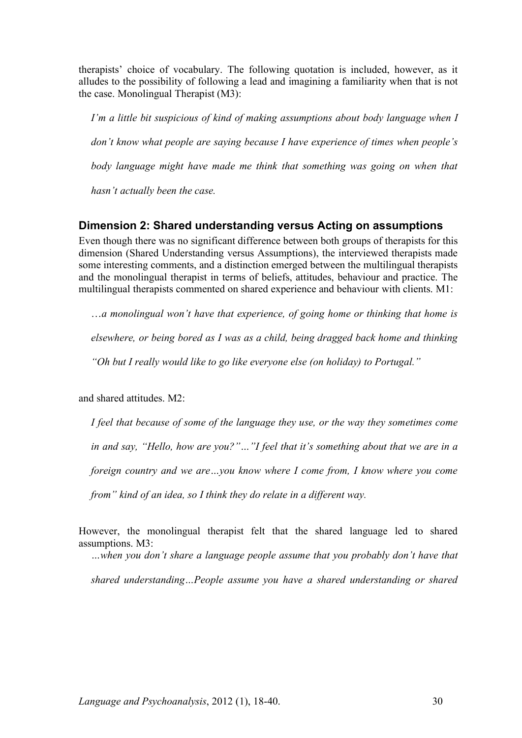therapists' choice of vocabulary. The following quotation is included, however, as it alludes to the possibility of following a lead and imagining a familiarity when that is not the case. Monolingual Therapist (M3):

> *I'm a little bit suspicious of kind of making assumptions about body language when I don't know what people are saying because I have experience of times when people's body language might have made me think that something was going on when that hasn't actually been the case.*

## Dimension 2: Shared understanding versus Acting on assumptions

Even though there was no significant difference between both groups of therapists for this dimension (Shared Understanding versus Assumptions), the interviewed therapists made some interesting comments, and a distinction emerged between the multilingual therapists and the monolingual therapist in terms of beliefs, attitudes, behaviour and practice. The multilingual therapists commented on shared experience and behaviour with clients. M1:

> *…a monolingual won't have that experience, of going home or thinking that home is elsewhere, or being bored as I was as a child, being dragged back home and thinking "Oh but I really would like to go like everyone else (on holiday) to Portugal."*

and shared attitudes. M2:

> *I feel that because of some of the language they use, or the way they sometimes come in and say, "Hello, how are you?"…"I feel that it's something about that we are in a foreign country and we are…you know where I come from, I know where you come from" kind of an idea, so I think they do relate in a different way.*

However, the monolingual therapist felt that the shared language led to shared assumptions. M3:

> *…when you don't share a language people assume that you probably don't have that shared understanding…People assume you have a shared understanding or shared*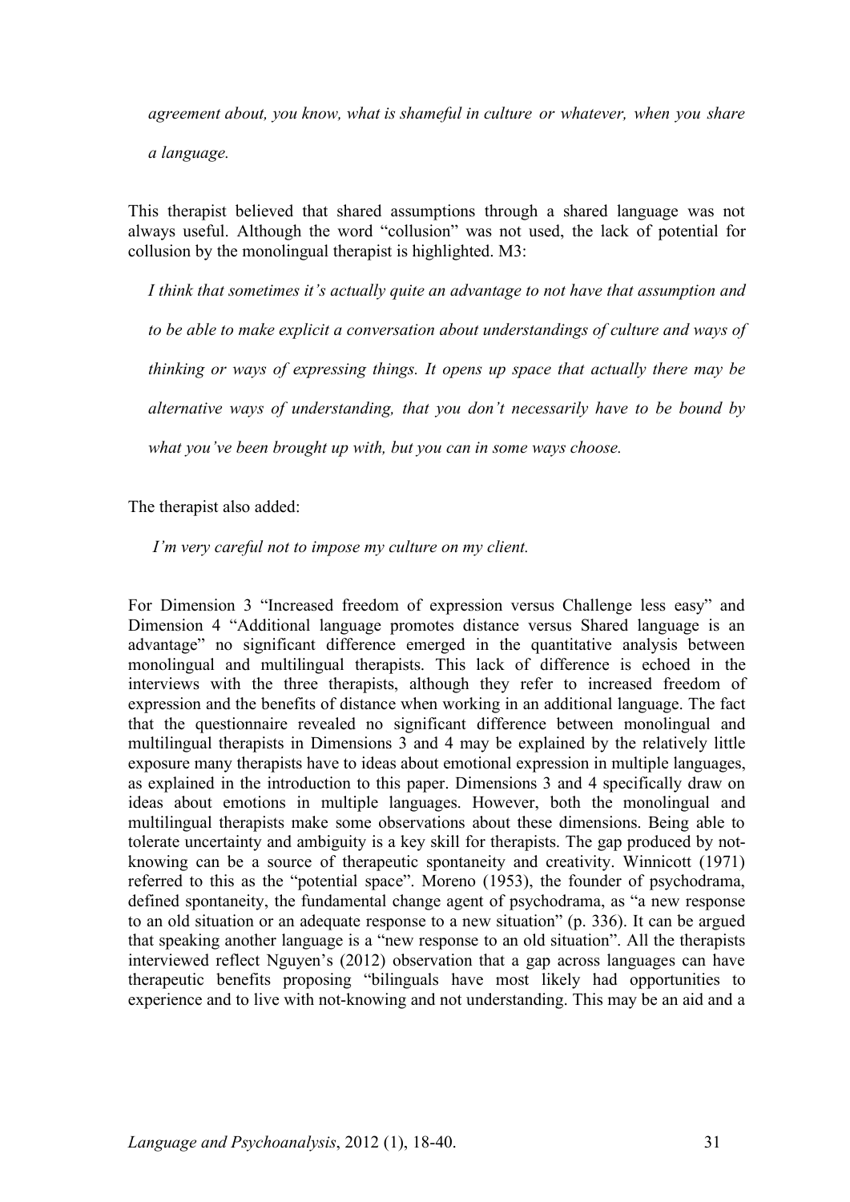*agreement about, you know, what is shameful in culture or whatever, when you share a language.*

This therapist believed that shared assumptions through a shared language was not always useful. Although the word "collusion" was not used, the lack of potential for collusion by the monolingual therapist is highlighted. M3:

> *I think that sometimes it's actually quite an advantage to not have that assumption and to be able to make explicit a conversation about understandings of culture and ways of thinking or ways of expressing things. It opens up space that actually there may be alternative ways of understanding, that you don't necessarily have to be bound by what you've been brought up with, but you can in some ways choose.*

The therapist also added:

> *I'm very careful not to impose my culture on my client.*

For Dimension 3 "Increased freedom of expression versus Challenge less easy" and Dimension 4 "Additional language promotes distance versus Shared language is an advantage" no significant difference emerged in the quantitative analysis between monolingual and multilingual therapists. This lack of difference is echoed in the interviews with the three therapists, although they refer to increased freedom of expression and the benefits of distance when working in an additional language. The fact that the questionnaire revealed no significant difference between monolingual and multilingual therapists in Dimensions 3 and 4 may be explained by the relatively little exposure many therapists have to ideas about emotional expression in multiple languages, as explained in the introduction to this paper. Dimensions 3 and 4 specifically draw on ideas about emotions in multiple languages. However, both the monolingual and multilingual therapists make some observations about these dimensions. Being able to tolerate uncertainty and ambiguity is a key skill for therapists. The gap produced by not-knowing can be a source of therapeutic spontaneity and creativity. Winnicott (1971) referred to this as the "potential space". Moreno (1953), the founder of psychodrama, defined spontaneity, the fundamental change agent of psychodrama, as "a new response to an old situation or an adequate response to a new situation" (p. 336). It can be argued that speaking another language is a "new response to an old situation". All the therapists interviewed reflect Nguyen's (2012) observation that a gap across languages can have therapeutic benefits proposing "bilinguals have most likely had opportunities to experience and to live with not-knowing and not understanding. This may be an aid and a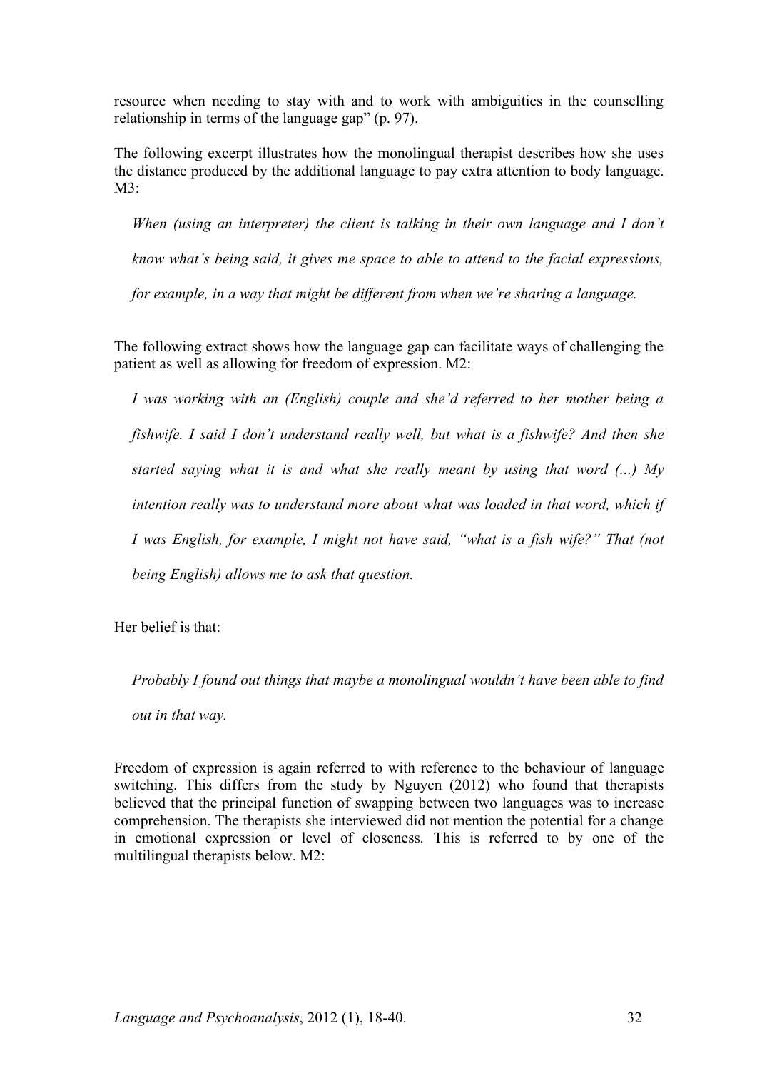resource when needing to stay with and to work with ambiguities in the counselling relationship in terms of the language gap" (p. 97).

The following excerpt illustrates how the monolingual therapist describes how she uses the distance produced by the additional language to pay extra attention to body language. M3:

> *When (using an interpreter) the client is talking in their own language and I don't know what's being said, it gives me space to able to attend to the facial expressions, for example, in a way that might be different from when we're sharing a language.*

The following extract shows how the language gap can facilitate ways of challenging the patient as well as allowing for freedom of expression. M2:

> *I was working with an (English) couple and she'd referred to her mother being a fishwife. I said I don't understand really well, but what is a fishwife? And then she started saying what it is and what she really meant by using that word (...) My intention really was to understand more about what was loaded in that word, which if I was English, for example, I might not have said, "what is a fish wife?" That (not being English) allows me to ask that question.*

Her belief is that:

> *Probably I found out things that maybe a monolingual wouldn't have been able to find out in that way.*

Freedom of expression is again referred to with reference to the behaviour of language switching. This differs from the study by Nguyen (2012) who found that therapists believed that the principal function of swapping between two languages was to increase comprehension. The therapists she interviewed did not mention the potential for a change in emotional expression or level of closeness. This is referred to by one of the multilingual therapists below. M2: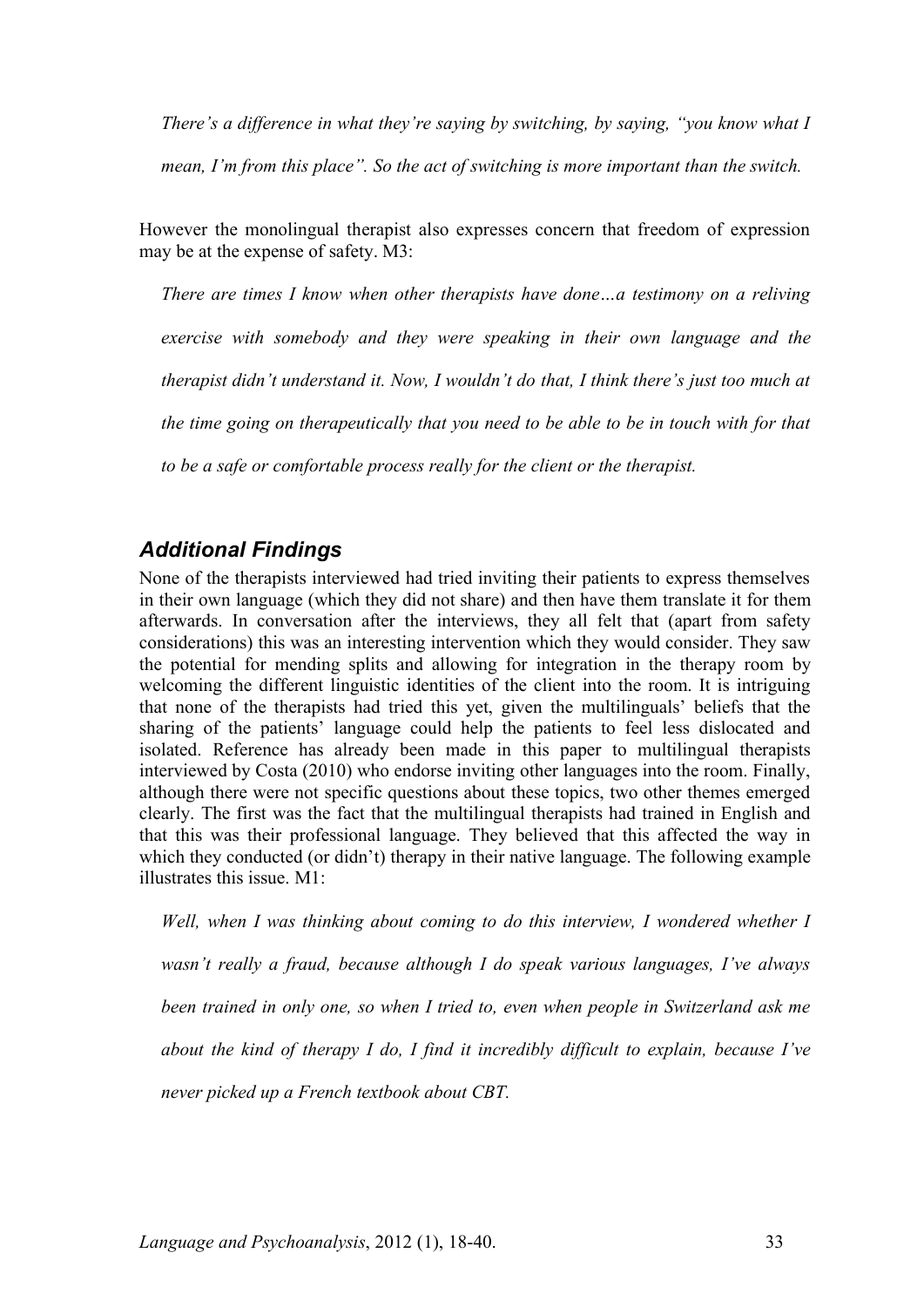*There's a difference in what they're saying by switching, by saying, "you know what I mean, I'm from this place". So the act of switching is more important than the switch.*

However the monolingual therapist also expresses concern that freedom of expression may be at the expense of safety. M3:

*There are times I know when other therapists have done…a testimony on a reliving exercise with somebody and they were speaking in their own language and the therapist didn't understand it. Now, I wouldn't do that, I think there's just too much at the time going on therapeutically that you need to be able to be in touch with for that to be a safe or comfortable process really for the client or the therapist.*

## *Additional Findings*

None of the therapists interviewed had tried inviting their patients to express themselves in their own language (which they did not share) and then have them translate it for them afterwards. In conversation after the interviews, they all felt that (apart from safety considerations) this was an interesting intervention which they would consider. They saw the potential for mending splits and allowing for integration in the therapy room by welcoming the different linguistic identities of the client into the room. It is intriguing that none of the therapists had tried this yet, given the multilinguals' beliefs that the sharing of the patients' language could help the patients to feel less dislocated and isolated. Reference has already been made in this paper to multilingual therapists interviewed by Costa (2010) who endorse inviting other languages into the room. Finally, although there were not specific questions about these topics, two other themes emerged clearly. The first was the fact that the multilingual therapists had trained in English and that this was their professional language. They believed that this affected the way in which they conducted (or didn't) therapy in their native language. The following example illustrates this issue. M1:

*Well, when I was thinking about coming to do this interview, I wondered whether I wasn't really a fraud, because although I do speak various languages, I've always been trained in only one, so when I tried to, even when people in Switzerland ask me about the kind of therapy I do, I find it incredibly difficult to explain, because I've never picked up a French textbook about CBT.*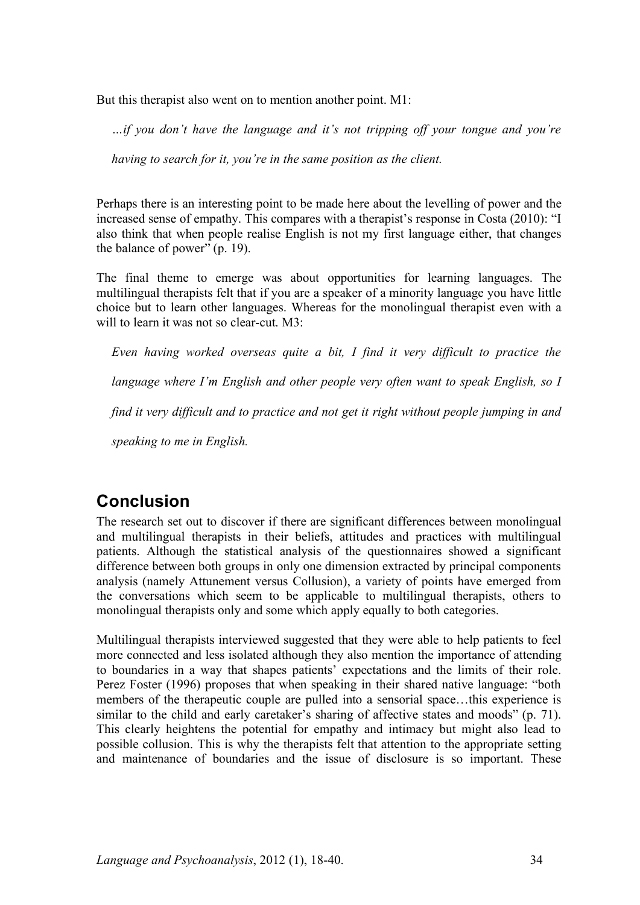But this therapist also went on to mention another point. M1:

> *…if you don't have the language and it's not tripping off your tongue and you're having to search for it, you're in the same position as the client.*

Perhaps there is an interesting point to be made here about the levelling of power and the increased sense of empathy. This compares with a therapist's response in Costa (2010): "I also think that when people realise English is not my first language either, that changes the balance of power" (p. 19).

The final theme to emerge was about opportunities for learning languages. The multilingual therapists felt that if you are a speaker of a minority language you have little choice but to learn other languages. Whereas for the monolingual therapist even with a will to learn it was not so clear-cut. M3:

> *Even having worked overseas quite a bit, I find it very difficult to practice the language where I'm English and other people very often want to speak English, so I find it very difficult and to practice and not get it right without people jumping in and speaking to me in English.*

## Conclusion

The research set out to discover if there are significant differences between monolingual and multilingual therapists in their beliefs, attitudes and practices with multilingual patients. Although the statistical analysis of the questionnaires showed a significant difference between both groups in only one dimension extracted by principal components analysis (namely Attunement versus Collusion), a variety of points have emerged from the conversations which seem to be applicable to multilingual therapists, others to monolingual therapists only and some which apply equally to both categories.

Multilingual therapists interviewed suggested that they were able to help patients to feel more connected and less isolated although they also mention the importance of attending to boundaries in a way that shapes patients' expectations and the limits of their role. Perez Foster (1996) proposes that when speaking in their shared native language: "both members of the therapeutic couple are pulled into a sensorial space…this experience is similar to the child and early caretaker's sharing of affective states and moods" (p. 71). This clearly heightens the potential for empathy and intimacy but might also lead to possible collusion. This is why the therapists felt that attention to the appropriate setting and maintenance of boundaries and the issue of disclosure is so important. These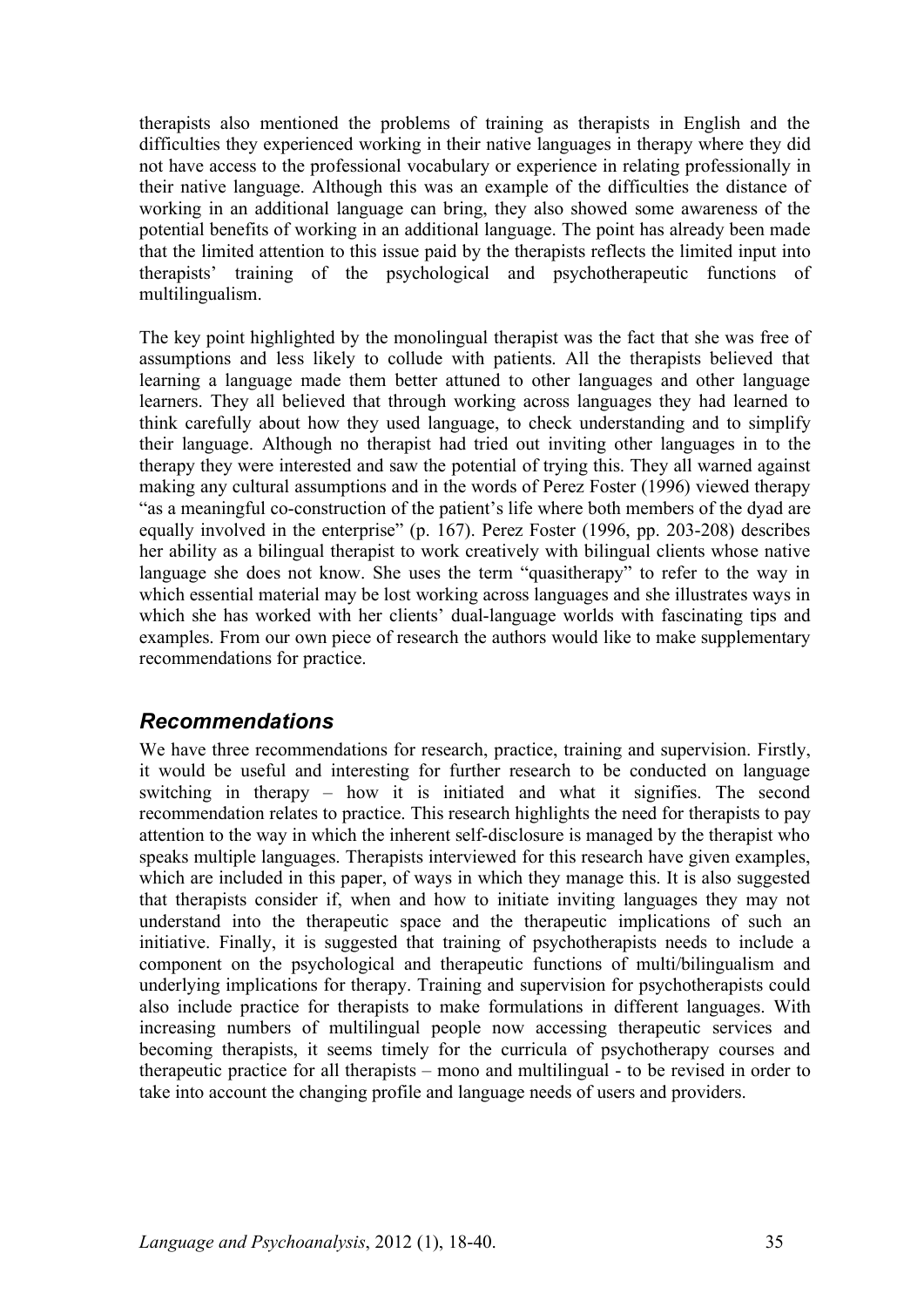therapists also mentioned the problems of training as therapists in English and the difficulties they experienced working in their native languages in therapy where they did not have access to the professional vocabulary or experience in relating professionally in their native language. Although this was an example of the difficulties the distance of working in an additional language can bring, they also showed some awareness of the potential benefits of working in an additional language. The point has already been made that the limited attention to this issue paid by the therapists reflects the limited input into therapists' training of the psychological and psychotherapeutic functions of multilingualism.

The key point highlighted by the monolingual therapist was the fact that she was free of assumptions and less likely to collude with patients. All the therapists believed that learning a language made them better attuned to other languages and other language learners. They all believed that through working across languages they had learned to think carefully about how they used language, to check understanding and to simplify their language. Although no therapist had tried out inviting other languages in to the therapy they were interested and saw the potential of trying this. They all warned against making any cultural assumptions and in the words of Perez Foster (1996) viewed therapy "as a meaningful co-construction of the patient's life where both members of the dyad are equally involved in the enterprise" (p. 167). Perez Foster (1996, pp. 203-208) describes her ability as a bilingual therapist to work creatively with bilingual clients whose native language she does not know. She uses the term "quasitherapy" to refer to the way in which essential material may be lost working across languages and she illustrates ways in which she has worked with her clients' dual-language worlds with fascinating tips and examples. From our own piece of research the authors would like to make supplementary recommendations for practice.

## *Recommendations*

We have three recommendations for research, practice, training and supervision. Firstly, it would be useful and interesting for further research to be conducted on language switching in therapy – how it is initiated and what it signifies. The second recommendation relates to practice. This research highlights the need for therapists to pay attention to the way in which the inherent self-disclosure is managed by the therapist who speaks multiple languages. Therapists interviewed for this research have given examples, which are included in this paper, of ways in which they manage this. It is also suggested that therapists consider if, when and how to initiate inviting languages they may not understand into the therapeutic space and the therapeutic implications of such an initiative. Finally, it is suggested that training of psychotherapists needs to include a component on the psychological and therapeutic functions of multi/bilingualism and underlying implications for therapy. Training and supervision for psychotherapists could also include practice for therapists to make formulations in different languages. With increasing numbers of multilingual people now accessing therapeutic services and becoming therapists, it seems timely for the curricula of psychotherapy courses and therapeutic practice for all therapists – mono and multilingual - to be revised in order to take into account the changing profile and language needs of users and providers.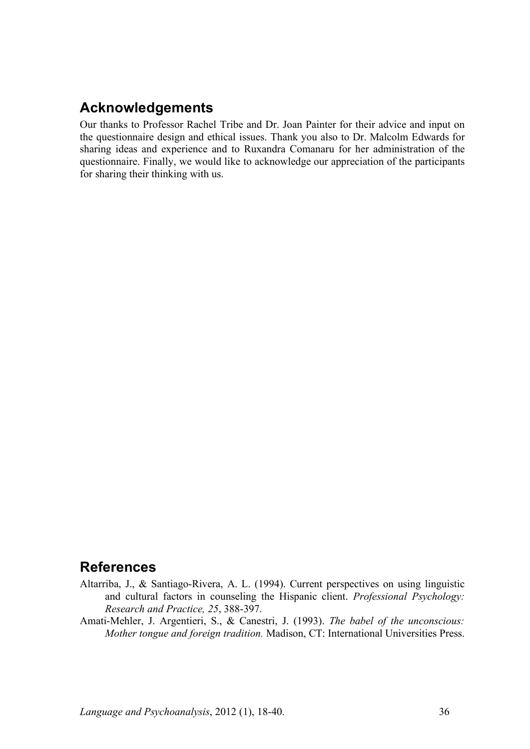## Acknowledgements

Our thanks to Professor Rachel Tribe and Dr. Joan Painter for their advice and input on the questionnaire design and ethical issues. Thank you also to Dr. Malcolm Edwards for sharing ideas and experience and to Ruxandra Comanaru for her administration of the questionnaire. Finally, we would like to acknowledge our appreciation of the participants for sharing their thinking with us.

## References

Altarriba, J., & Santiago-Rivera, A. L. (1994). Current perspectives on using linguistic and cultural factors in counseling the Hispanic client. *Professional Psychology: Research and Practice, 25*, 388-397.

Amati-Mehler, J. Argentieri, S., & Canestri, J. (1993). *The babel of the unconscious: Mother tongue and foreign tradition.* Madison, CT: International Universities Press.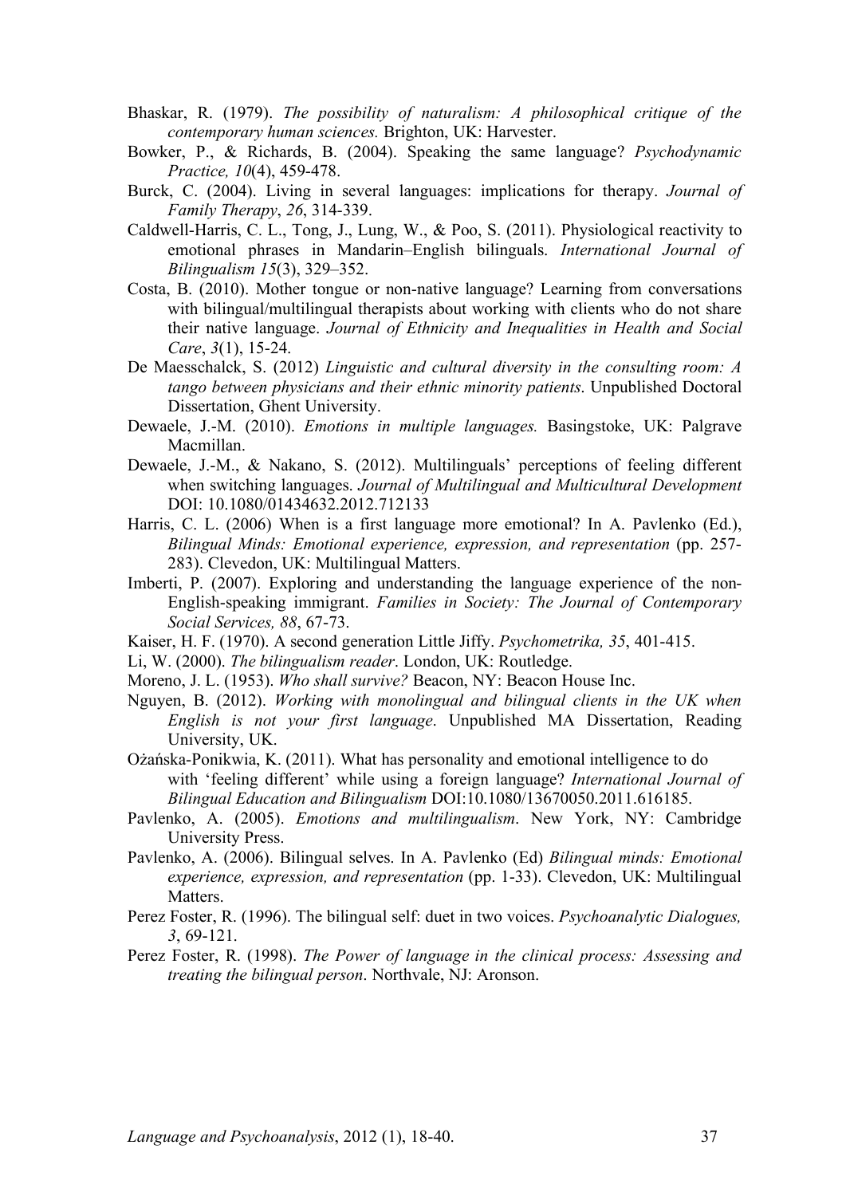Bhaskar, R. (1979). *The possibility of naturalism: A philosophical critique of the contemporary human sciences.* Brighton, UK: Harvester.

Bowker, P., & Richards, B. (2004). Speaking the same language? *Psychodynamic Practice, 10*(4), 459-478.

Burck, C. (2004). Living in several languages: implications for therapy. *Journal of Family Therapy*, *26*, 314-339.

Caldwell-Harris, C. L., Tong, J., Lung, W., & Poo, S. (2011). Physiological reactivity to emotional phrases in Mandarin–English bilinguals. *International Journal of Bilingualism 15*(3), 329–352.

Costa, B. (2010). Mother tongue or non-native language? Learning from conversations with bilingual/multilingual therapists about working with clients who do not share their native language. *Journal of Ethnicity and Inequalities in Health and Social Care*, *3*(1), 15-24.

De Maesschalck, S. (2012) *Linguistic and cultural diversity in the consulting room: A tango between physicians and their ethnic minority patients*. Unpublished Doctoral Dissertation, Ghent University.

Dewaele, J.-M. (2010). *Emotions in multiple languages.* Basingstoke, UK: Palgrave Macmillan.

Dewaele, J.-M., & Nakano, S. (2012). Multilinguals' perceptions of feeling different when switching languages. *Journal of Multilingual and Multicultural Development* DOI: 10.1080/01434632.2012.712133

Harris, C. L. (2006) When is a first language more emotional? In A. Pavlenko (Ed.), *Bilingual Minds: Emotional experience, expression, and representation* (pp. 257-283). Clevedon, UK: Multilingual Matters.

Imberti, P. (2007). Exploring and understanding the language experience of the non-English-speaking immigrant. *Families in Society: The Journal of Contemporary Social Services, 88*, 67-73.

Kaiser, H. F. (1970). A second generation Little Jiffy. *Psychometrika, 35*, 401-415.

Li, W. (2000). *The bilingualism reader*. London, UK: Routledge.

Moreno, J. L. (1953). *Who shall survive?* Beacon, NY: Beacon House Inc.

Nguyen, B. (2012). *Working with monolingual and bilingual clients in the UK when English is not your first language*. Unpublished MA Dissertation, Reading University, UK.

Ożańska-Ponikwia, K. (2011). What has personality and emotional intelligence to do with 'feeling different' while using a foreign language? *International Journal of Bilingual Education and Bilingualism* DOI:10.1080/13670050.2011.616185.

Pavlenko, A. (2005). *Emotions and multilingualism*. New York, NY: Cambridge University Press.

Pavlenko, A. (2006). Bilingual selves. In A. Pavlenko (Ed) *Bilingual minds: Emotional experience, expression, and representation* (pp. 1-33). Clevedon, UK: Multilingual Matters.

Perez Foster, R. (1996). The bilingual self: duet in two voices. *Psychoanalytic Dialogues, 3*, 69-121.

Perez Foster, R. (1998). *The Power of language in the clinical process: Assessing and treating the bilingual person*. Northvale, NJ: Aronson.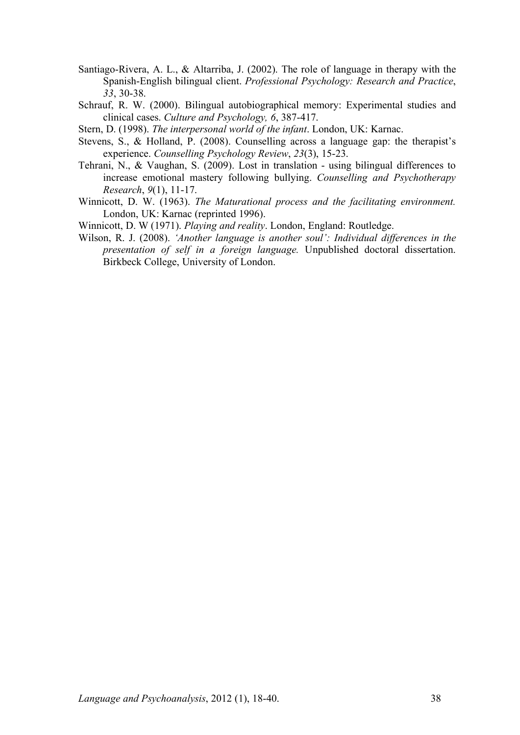Santiago-Rivera, A. L., & Altarriba, J. (2002). The role of language in therapy with the Spanish-English bilingual client. *Professional Psychology: Research and Practice*, *33*, 30-38.

Schrauf, R. W. (2000). Bilingual autobiographical memory: Experimental studies and clinical cases. *Culture and Psychology, 6*, 387-417.

Stern, D. (1998). *The interpersonal world of the infant*. London, UK: Karnac.

Stevens, S., & Holland, P. (2008). Counselling across a language gap: the therapist's experience. *Counselling Psychology Review*, *23*(3), 15-23.

Tehrani, N., & Vaughan, S. (2009). Lost in translation - using bilingual differences to increase emotional mastery following bullying. *Counselling and Psychotherapy Research*, *9*(1), 11-17.

Winnicott, D. W. (1963). *The Maturational process and the facilitating environment.* London, UK: Karnac (reprinted 1996).

Winnicott, D. W (1971). *Playing and reality*. London, England: Routledge.

Wilson, R. J. (2008). *'Another language is another soul': Individual differences in the presentation of self in a foreign language.* Unpublished doctoral dissertation. Birkbeck College, University of London.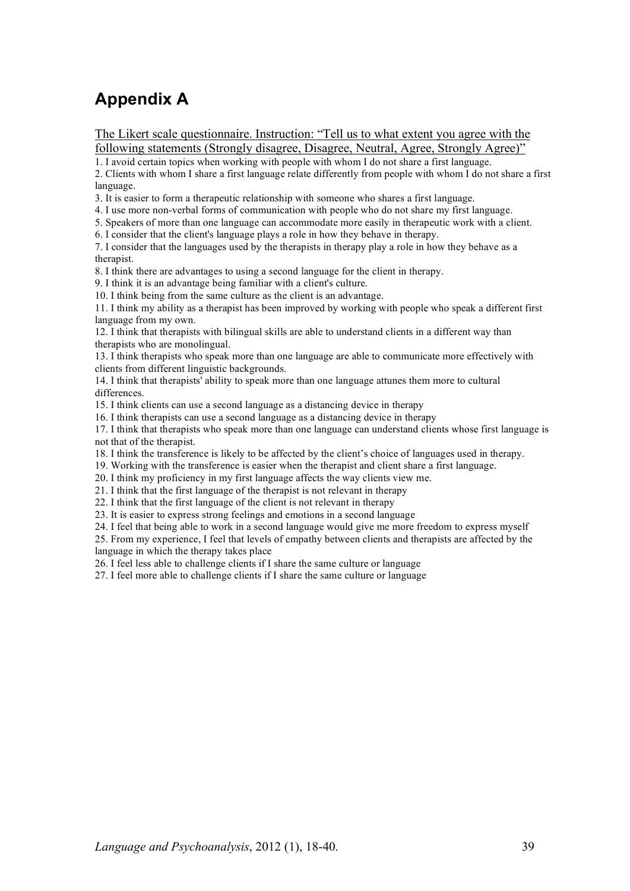# Appendix A

The Likert scale questionnaire. Instruction: "Tell us to what extent you agree with the following statements (Strongly disagree, Disagree, Neutral, Agree, Strongly Agree)"

1. I avoid certain topics when working with people with whom I do not share a first language.
2. Clients with whom I share a first language relate differently from people with whom I do not share a first language.
3. It is easier to form a therapeutic relationship with someone who shares a first language.
4. I use more non-verbal forms of communication with people who do not share my first language.
5. Speakers of more than one language can accommodate more easily in therapeutic work with a client.
6. I consider that the client's language plays a role in how they behave in therapy.
7. I consider that the languages used by the therapists in therapy play a role in how they behave as a therapist.
8. I think there are advantages to using a second language for the client in therapy.
9. I think it is an advantage being familiar with a client's culture.
10. I think being from the same culture as the client is an advantage.
11. I think my ability as a therapist has been improved by working with people who speak a different first language from my own.
12. I think that therapists with bilingual skills are able to understand clients in a different way than therapists who are monolingual.
13. I think therapists who speak more than one language are able to communicate more effectively with clients from different linguistic backgrounds.
14. I think that therapists' ability to speak more than one language attunes them more to cultural differences.
15. I think clients can use a second language as a distancing device in therapy
16. I think therapists can use a second language as a distancing device in therapy
17. I think that therapists who speak more than one language can understand clients whose first language is not that of the therapist.
18. I think the transference is likely to be affected by the client's choice of languages used in therapy.
19. Working with the transference is easier when the therapist and client share a first language.
20. I think my proficiency in my first language affects the way clients view me.
21. I think that the first language of the therapist is not relevant in therapy
22. I think that the first language of the client is not relevant in therapy
23. It is easier to express strong feelings and emotions in a second language
24. I feel that being able to work in a second language would give me more freedom to express myself
25. From my experience, I feel that levels of empathy between clients and therapists are affected by the language in which the therapy takes place
26. I feel less able to challenge clients if I share the same culture or language
27. I feel more able to challenge clients if I share the same culture or language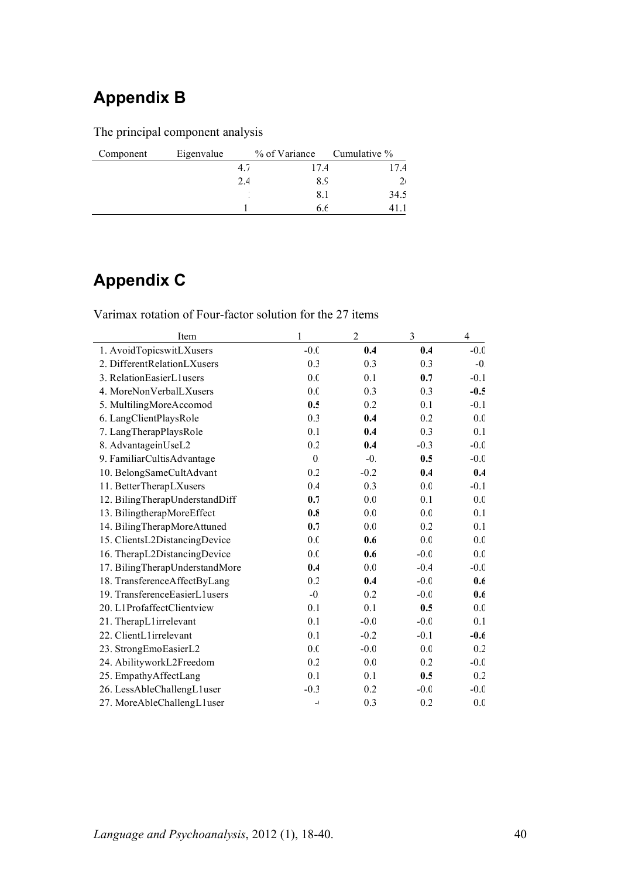# Appendix B

The principal component analysis

| Component | Eigenvalue | % of Variance | Cumulative % |
|---|---|---|---|
| | 4.7 | 17.4 | 17.4 |
| | 2.4 | 8.9 | 26 |
| | : | 8.1 | 34.5 |
| | 1 | 6.6 | 41.1 |

# Appendix C

Varimax rotation of Four-factor solution for the 27 items

| Item | 1 | 2 | 3 | 4 |
|---|---|---|---|---|
| 1. AvoidTopicswitLXusers | -0.0 | **0.4** | **0.4** | -0.0 |
| 2. DifferentRelationLXusers | 0.3 | 0.3 | 0.3 | -0. |
| 3. RelationEasierL1users | 0.0 | 0.1 | **0.7** | -0.1 |
| 4. MoreNonVerbalLXusers | 0.0 | 0.3 | 0.3 | **-0.5** |
| 5. MultilingMoreAccomod | **0.5** | 0.2 | 0.1 | -0.1 |
| 6. LangClientPlaysRole | 0.3 | **0.4** | 0.2 | 0.0 |
| 7. LangTherapPlaysRole | 0.1 | **0.4** | 0.3 | 0.1 |
| 8. AdvantageinUseL2 | 0.2 | **0.4** | -0.3 | -0.0 |
| 9. FamiliarCultisAdvantage | 0 | -0. | **0.5** | -0.0 |
| 10. BelongSameCultAdvant | 0.2 | -0.2 | **0.4** | **0.4** |
| 11. BetterTherapLXusers | 0.4 | 0.3 | 0.0 | -0.1 |
| 12. BilingTherapUnderstandDiff | **0.7** | 0.0 | 0.1 | 0.0 |
| 13. BilingtherapMoreEffect | **0.8** | 0.0 | 0.0 | 0.1 |
| 14. BilingTherapMoreAttuned | **0.7** | 0.0 | 0.2 | 0.1 |
| 15. ClientsL2DistancingDevice | 0.0 | **0.6** | 0.0 | 0.0 |
| 16. TherapL2DistancingDevice | 0.0 | **0.6** | -0.0 | 0.0 |
| 17. BilingTherapUnderstandMore | **0.4** | 0.0 | -0.4 | -0.0 |
| 18. TransferenceAffectByLang | 0.2 | **0.4** | -0.0 | **0.6** |
| 19. TransferenceEasierL1users | -0 | 0.2 | -0.0 | **0.6** |
| 20. L1ProfaffectClientview | 0.1 | 0.1 | **0.5** | 0.0 |
| 21. TherapL1irrelevant | 0.1 | -0.0 | -0.0 | 0.1 |
| 22. ClientL1irrelevant | 0.1 | -0.2 | -0.1 | **-0.6** |
| 23. StrongEmoEasierL2 | 0.0 | -0.0 | 0.0 | 0.2 |
| 24. AbilityworkL2Freedom | 0.2 | 0.0 | 0.2 | -0.0 |
| 25. EmpathyAffectLang | 0.1 | 0.1 | **0.5** | 0.2 |
| 26. LessAbleChallengL1user | -0.3 | 0.2 | -0.0 | -0.0 |
| 27. MoreAbleChallengL1user | - | 0.3 | 0.2 | 0.0 |